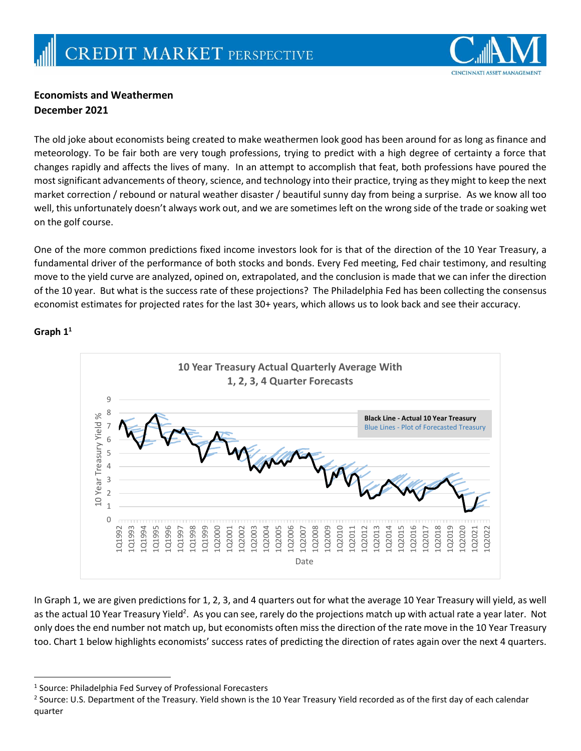**Economists and Weathermen**
**December 2021**

The old joke about economists being created to make weathermen look good has been around for as long as finance and meteorology. To be fair both are very tough professions, trying to predict with a high degree of certainty a force that changes rapidly and affects the lives of many. In an attempt to accomplish that feat, both professions have poured the most significant advancements of theory, science, and technology into their practice, trying as they might to keep the next market correction / rebound or natural weather disaster / beautiful sunny day from being a surprise. As we know all too well, this unfortunately doesn't always work out, and we are sometimes left on the wrong side of the trade or soaking wet on the golf course.

One of the more common predictions fixed income investors look for is that of the direction of the 10 Year Treasury, a fundamental driver of the performance of both stocks and bonds. Every Fed meeting, Fed chair testimony, and resulting move to the yield curve are analyzed, opined on, extrapolated, and the conclusion is made that we can infer the direction of the 10 year. But what is the success rate of these projections? The Philadelphia Fed has been collecting the consensus economist estimates for projected rates for the last 30+ years, which allows us to look back and see their accuracy.

**Graph 1**[1]

10 Year Treasury Actual Quarterly Average With 1, 2, 3, 4 Quarter Forecasts

Black Line - Actual 10 Year Treasury
Blue Lines - Plot of Forecasted Treasury

In Graph 1, we are given predictions for 1, 2, 3, and 4 quarters out for what the average 10 Year Treasury will yield, as well as the actual 10 Year Treasury Yield[2]. As you can see, rarely do the projections match up with actual rate a year later. Not only does the end number not match up, but economists often miss the direction of the rate move in the 10 Year Treasury too. Chart 1 below highlights economists' success rates of predicting the direction of rates again over the next 4 quarters.

---

[1] Source: Philadelphia Fed Survey of Professional Forecasters

[2] Source: U.S. Department of the Treasury. Yield shown is the 10 Year Treasury Yield recorded as of the first day of each calendar quarter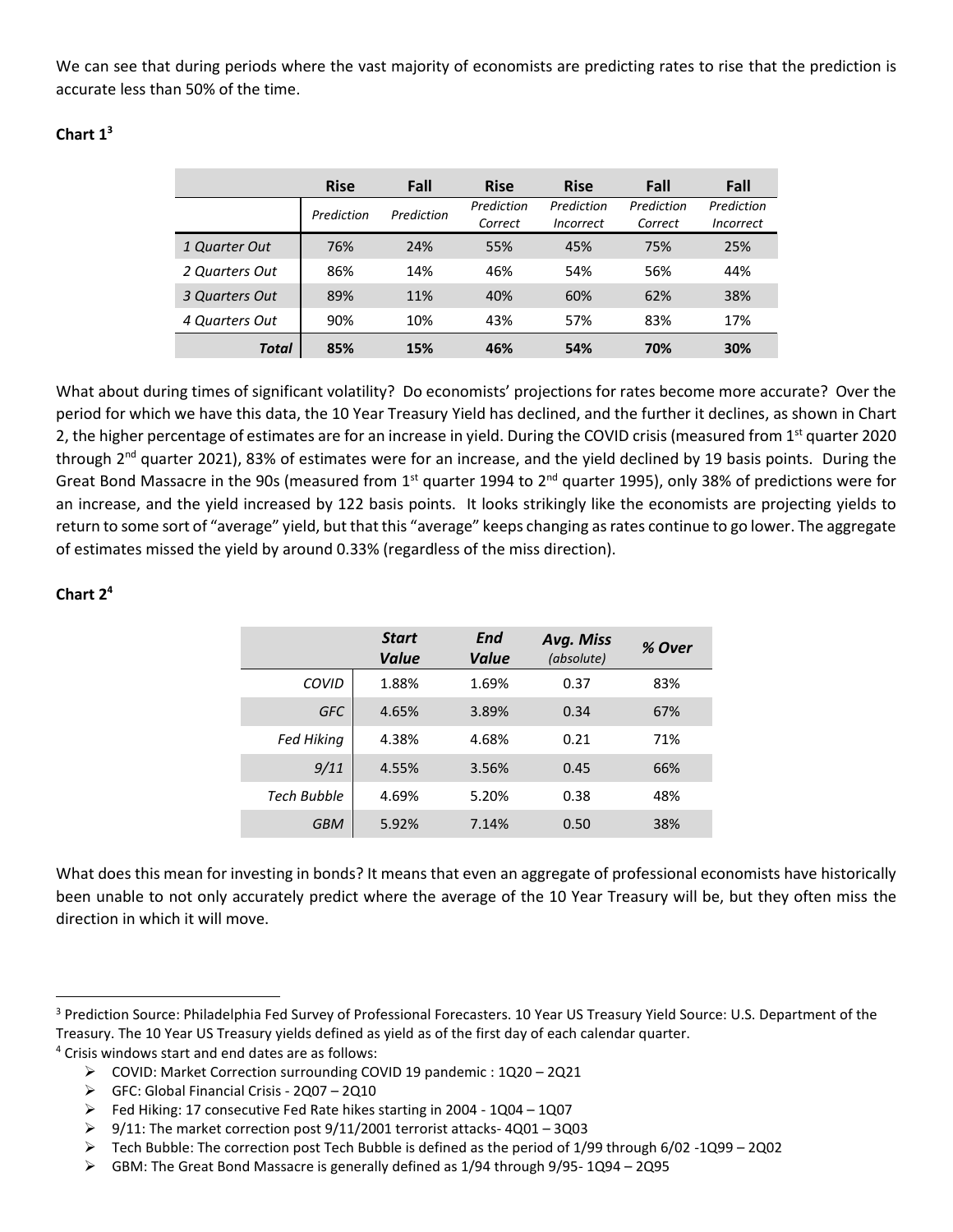We can see that during periods where the vast majority of economists are predicting rates to rise that the prediction is accurate less than 50% of the time.

**Chart 1**[3]

| | **Rise** | **Fall** | **Rise** | **Rise** | **Fall** | **Fall** |
|---|---|---|---|---|---|---|
| | *Prediction* | *Prediction* | *Prediction Correct* | *Prediction Incorrect* | *Prediction Correct* | *Prediction Incorrect* |
| *1 Quarter Out* | 76% | 24% | 55% | 45% | 75% | 25% |
| *2 Quarters Out* | 86% | 14% | 46% | 54% | 56% | 44% |
| *3 Quarters Out* | 89% | 11% | 40% | 60% | 62% | 38% |
| *4 Quarters Out* | 90% | 10% | 43% | 57% | 83% | 17% |
| ***Total*** | **85%** | **15%** | **46%** | **54%** | **70%** | **30%** |

What about during times of significant volatility? Do economists' projections for rates become more accurate? Over the period for which we have this data, the 10 Year Treasury Yield has declined, and the further it declines, as shown in Chart 2, the higher percentage of estimates are for an increase in yield. During the COVID crisis (measured from 1st quarter 2020 through 2nd quarter 2021), 83% of estimates were for an increase, and the yield declined by 19 basis points. During the Great Bond Massacre in the 90s (measured from 1st quarter 1994 to 2nd quarter 1995), only 38% of predictions were for an increase, and the yield increased by 122 basis points. It looks strikingly like the economists are projecting yields to return to some sort of "average" yield, but that this "average" keeps changing as rates continue to go lower. The aggregate of estimates missed the yield by around 0.33% (regardless of the miss direction).

**Chart 2**[4]

| | ***Start Value*** | ***End Value*** | ***Avg. Miss*** *(absolute)* | ***% Over*** |
|---|---|---|---|---|
| *COVID* | 1.88% | 1.69% | 0.37 | 83% |
| *GFC* | 4.65% | 3.89% | 0.34 | 67% |
| *Fed Hiking* | 4.38% | 4.68% | 0.21 | 71% |
| *9/11* | 4.55% | 3.56% | 0.45 | 66% |
| *Tech Bubble* | 4.69% | 5.20% | 0.38 | 48% |
| *GBM* | 5.92% | 7.14% | 0.50 | 38% |

What does this mean for investing in bonds? It means that even an aggregate of professional economists have historically been unable to not only accurately predict where the average of the 10 Year Treasury will be, but they often miss the direction in which it will move.

---

[3] Prediction Source: Philadelphia Fed Survey of Professional Forecasters. 10 Year US Treasury Yield Source: U.S. Department of the Treasury. The 10 Year US Treasury yields defined as yield as of the first day of each calendar quarter.

[4] Crisis windows start and end dates are as follows:

- COVID: Market Correction surrounding COVID 19 pandemic : 1Q20 – 2Q21
- GFC: Global Financial Crisis - 2Q07 – 2Q10
- Fed Hiking: 17 consecutive Fed Rate hikes starting in 2004 - 1Q04 – 1Q07
- 9/11: The market correction post 9/11/2001 terrorist attacks- 4Q01 – 3Q03
- Tech Bubble: The correction post Tech Bubble is defined as the period of 1/99 through 6/02 -1Q99 – 2Q02
- GBM: The Great Bond Massacre is generally defined as 1/94 through 9/95- 1Q94 – 2Q95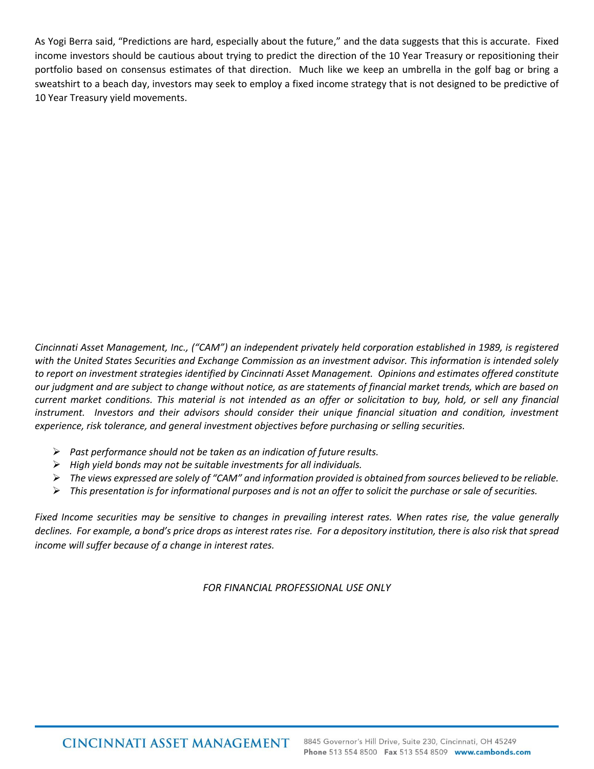As Yogi Berra said, "Predictions are hard, especially about the future," and the data suggests that this is accurate. Fixed income investors should be cautious about trying to predict the direction of the 10 Year Treasury or repositioning their portfolio based on consensus estimates of that direction. Much like we keep an umbrella in the golf bag or bring a sweatshirt to a beach day, investors may seek to employ a fixed income strategy that is not designed to be predictive of 10 Year Treasury yield movements.

*Cincinnati Asset Management, Inc., ("CAM") an independent privately held corporation established in 1989, is registered with the United States Securities and Exchange Commission as an investment advisor. This information is intended solely to report on investment strategies identified by Cincinnati Asset Management. Opinions and estimates offered constitute our judgment and are subject to change without notice, as are statements of financial market trends, which are based on current market conditions. This material is not intended as an offer or solicitation to buy, hold, or sell any financial instrument. Investors and their advisors should consider their unique financial situation and condition, investment experience, risk tolerance, and general investment objectives before purchasing or selling securities.*

- *Past performance should not be taken as an indication of future results.*
- *High yield bonds may not be suitable investments for all individuals.*
- *The views expressed are solely of "CAM" and information provided is obtained from sources believed to be reliable.*
- *This presentation is for informational purposes and is not an offer to solicit the purchase or sale of securities.*

*Fixed Income securities may be sensitive to changes in prevailing interest rates. When rates rise, the value generally declines. For example, a bond's price drops as interest rates rise. For a depository institution, there is also risk that spread income will suffer because of a change in interest rates.*

*FOR FINANCIAL PROFESSIONAL USE ONLY*

CINCINNATI ASSET MANAGEMENT 8845 Governor's Hill Drive, Suite 230, Cincinnati, OH 45249 **Phone** 513 554 8500 **Fax** 513 554 8509 **www.cambonds.com**